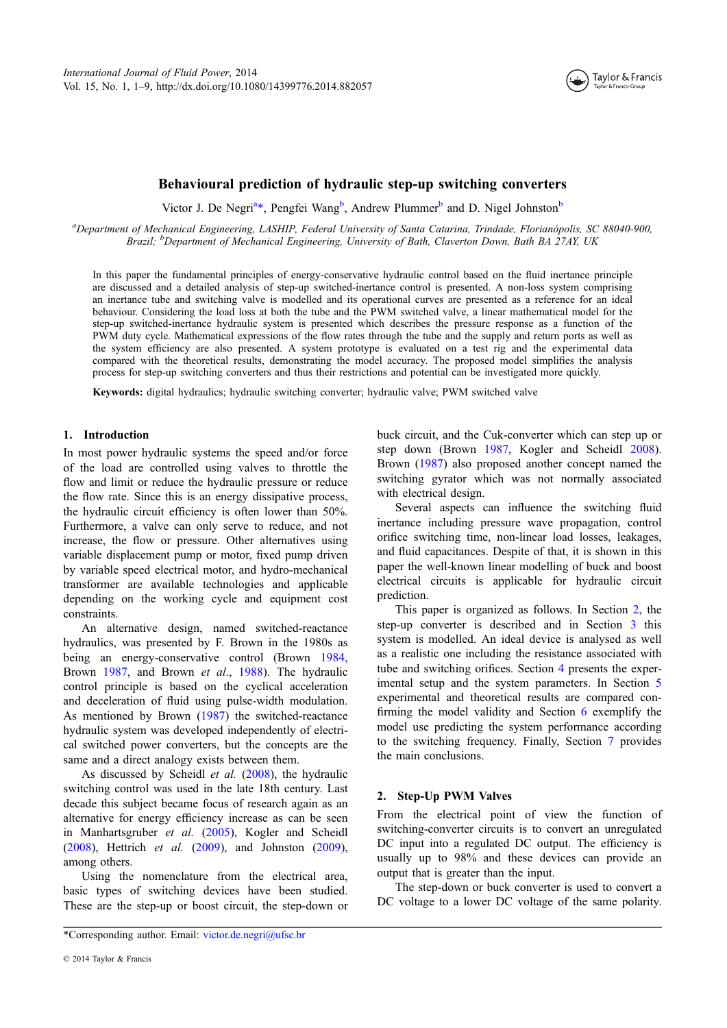# Behavioural prediction of hydraulic step-up switching converters

Victor J. De Negri[a]*, Pengfei Wang[b], Andrew Plummer[b] and D. Nigel Johnston[b]

[a]*Department of Mechanical Engineering, LASHIP, Federal University of Santa Catarina, Trindade, Florianópolis, SC 88040-900, Brazil;* [b]*Department of Mechanical Engineering, University of Bath, Claverton Down, Bath BA 27AY, UK*

In this paper the fundamental principles of energy-conservative hydraulic control based on the fluid inertance principle are discussed and a detailed analysis of step-up switched-inertance control is presented. A non-loss system comprising an inertance tube and switching valve is modelled and its operational curves are presented as a reference for an ideal behaviour. Considering the load loss at both the tube and the PWM switched valve, a linear mathematical model for the step-up switched-inertance hydraulic system is presented which describes the pressure response as a function of the PWM duty cycle. Mathematical expressions of the flow rates through the tube and the supply and return ports as well as the system efficiency are also presented. A system prototype is evaluated on a test rig and the experimental data compared with the theoretical results, demonstrating the model accuracy. The proposed model simplifies the analysis process for step-up switching converters and thus their restrictions and potential can be investigated more quickly.

**Keywords:** digital hydraulics; hydraulic switching converter; hydraulic valve; PWM switched valve

## 1. Introduction

In most power hydraulic systems the speed and/or force of the load are controlled using valves to throttle the flow and limit or reduce the hydraulic pressure or reduce the flow rate. Since this is an energy dissipative process, the hydraulic circuit efficiency is often lower than 50%. Furthermore, a valve can only serve to reduce, and not increase, the flow or pressure. Other alternatives using variable displacement pump or motor, fixed pump driven by variable speed electrical motor, and hydro-mechanical transformer are available technologies and applicable depending on the working cycle and equipment cost constraints.

An alternative design, named switched-reactance hydraulics, was presented by F. Brown in the 1980s as being an energy-conservative control (Brown 1984, Brown 1987, and Brown *et al.*, 1988). The hydraulic control principle is based on the cyclical acceleration and deceleration of fluid using pulse-width modulation. As mentioned by Brown (1987) the switched-reactance hydraulic system was developed independently of electrical switched power converters, but the concepts are the same and a direct analogy exists between them.

As discussed by Scheidl *et al.* (2008), the hydraulic switching control was used in the late 18th century. Last decade this subject became focus of research again as an alternative for energy efficiency increase as can be seen in Manhartsgruber *et al.* (2005), Kogler and Scheidl (2008), Hettrich *et al.* (2009), and Johnston (2009), among others.

Using the nomenclature from the electrical area, basic types of switching devices have been studied. These are the step-up or boost circuit, the step-down or buck circuit, and the Cuk-converter which can step up or step down (Brown 1987, Kogler and Scheidl 2008). Brown (1987) also proposed another concept named the switching gyrator which was not normally associated with electrical design.

Several aspects can influence the switching fluid inertance including pressure wave propagation, control orifice switching time, non-linear load losses, leakages, and fluid capacitances. Despite of that, it is shown in this paper the well-known linear modelling of buck and boost electrical circuits is applicable for hydraulic circuit prediction.

This paper is organized as follows. In Section 2, the step-up converter is described and in Section 3 this system is modelled. An ideal device is analysed as well as a realistic one including the resistance associated with tube and switching orifices. Section 4 presents the experimental setup and the system parameters. In Section 5 experimental and theoretical results are compared confirming the model validity and Section 6 exemplify the model use predicting the system performance according to the switching frequency. Finally, Section 7 provides the main conclusions.

## 2. Step-Up PWM Valves

From the electrical point of view the function of switching-converter circuits is to convert an unregulated DC input into a regulated DC output. The efficiency is usually up to 98% and these devices can provide an output that is greater than the input.

The step-down or buck converter is used to convert a DC voltage to a lower DC voltage of the same polarity.

*Corresponding author. Email: victor.de.negri@ufsc.br

© 2014 Taylor & Francis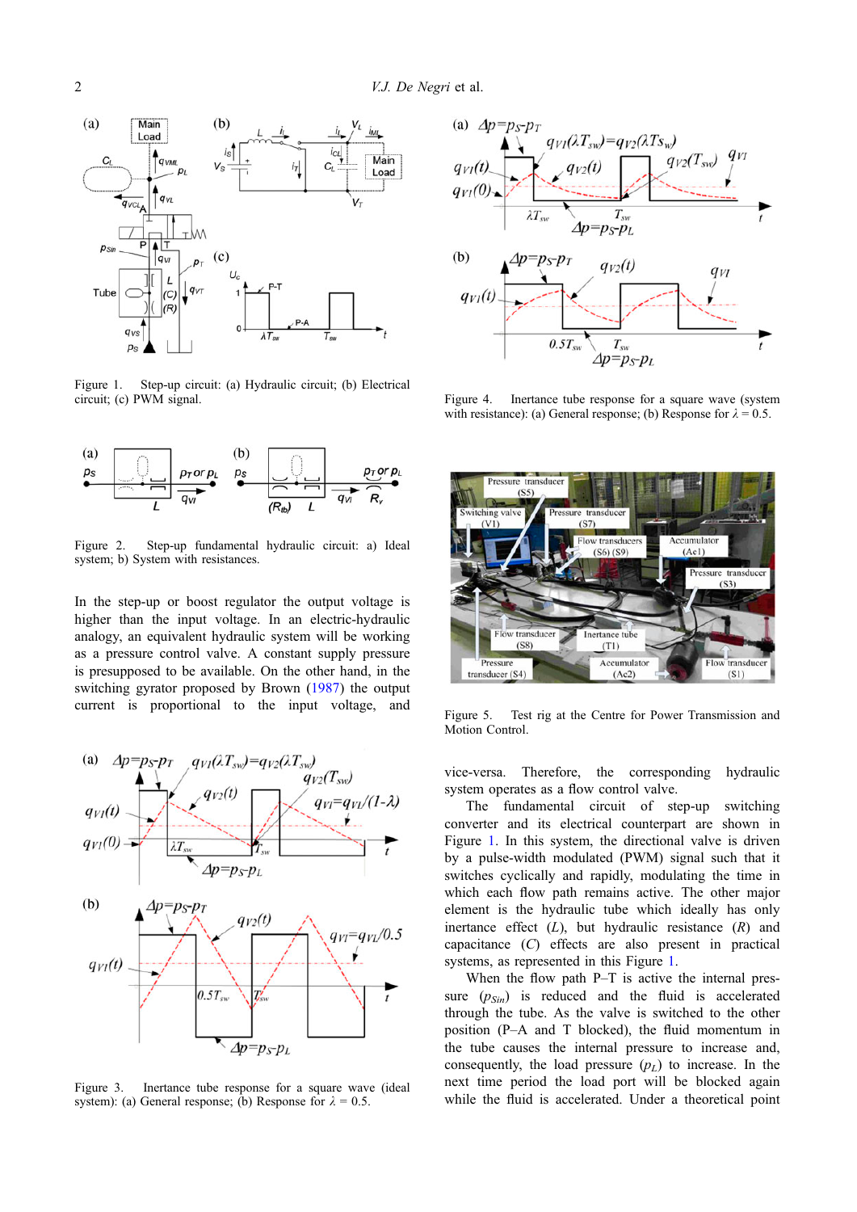Figure 1. Step-up circuit: (a) Hydraulic circuit; (b) Electrical circuit; (c) PWM signal.

Figure 2. Step-up fundamental hydraulic circuit: a) Ideal system; b) System with resistances.

In the step-up or boost regulator the output voltage is higher than the input voltage. In an electric-hydraulic analogy, an equivalent hydraulic system will be working as a pressure control valve. A constant supply pressure is presupposed to be available. On the other hand, in the switching gyrator proposed by Brown (1987) the output current is proportional to the input voltage, and vice-versa. Therefore, the corresponding hydraulic system operates as a flow control valve.

The fundamental circuit of step-up switching converter and its electrical counterpart are shown in Figure 1. In this system, the directional valve is driven by a pulse-width modulated (PWM) signal such that it switches cyclically and rapidly, modulating the time in which each flow path remains active. The other major element is the hydraulic tube which ideally has only inertance effect ($L$), but hydraulic resistance ($R$) and capacitance ($C$) effects are also present in practical systems, as represented in this Figure 1.

When the flow path P–T is active the internal pressure ($p_{Sin}$) is reduced and the fluid is accelerated through the tube. As the valve is switched to the other position (P–A and T blocked), the fluid momentum in the tube causes the internal pressure to increase and, consequently, the load pressure ($p_L$) to increase. In the next time period the load port will be blocked again while the fluid is accelerated. Under a theoretical point

Figure 3. Inertance tube response for a square wave (ideal system): (a) General response; (b) Response for $\lambda = 0.5$.

Figure 4. Inertance tube response for a square wave (system with resistance): (a) General response; (b) Response for $\lambda = 0.5$.

Figure 5. Test rig at the Centre for Power Transmission and Motion Control.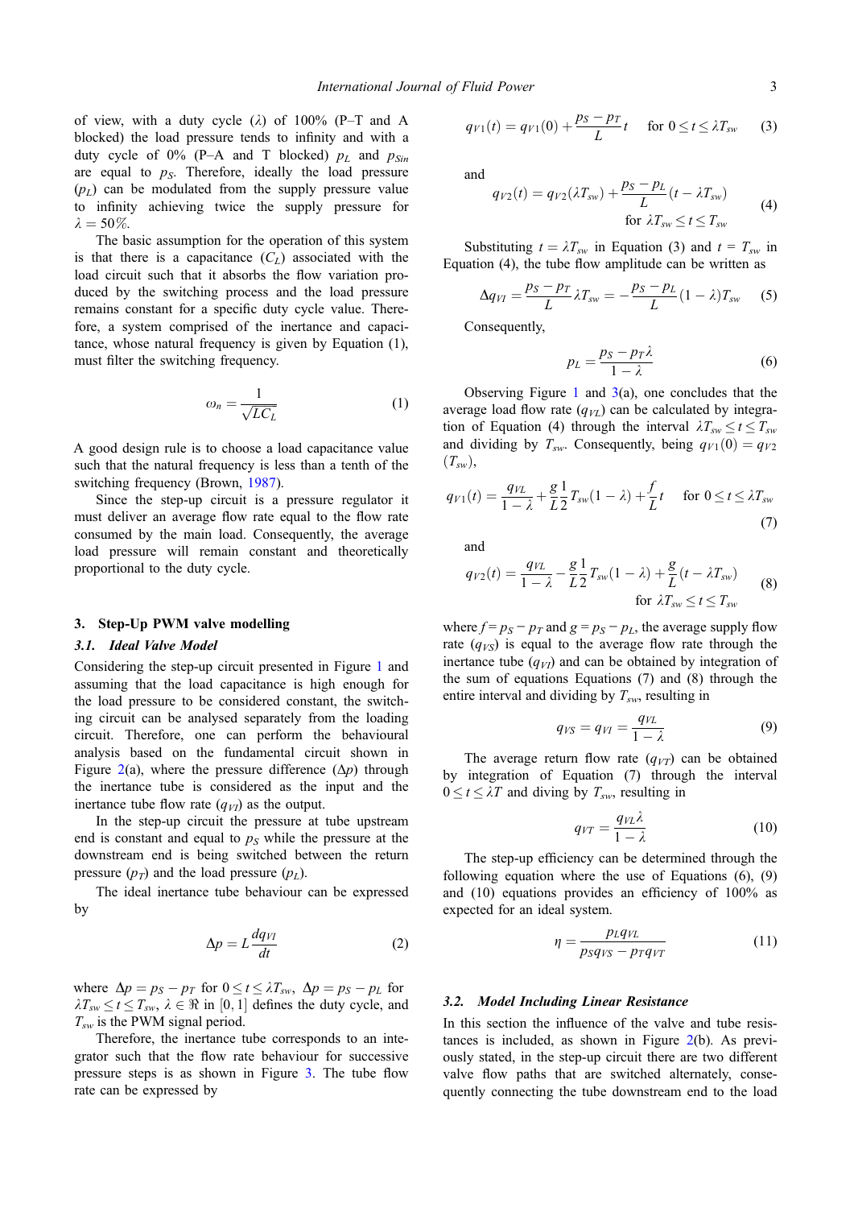of view, with a duty cycle ($\lambda$) of 100% (P–T and A blocked) the load pressure tends to infinity and with a duty cycle of 0% (P–A and T blocked) $p_L$ and $p_{Sin}$ are equal to $p_S$. Therefore, ideally the load pressure ($p_L$) can be modulated from the supply pressure value to infinity achieving twice the supply pressure for $\lambda = 50\%$.

The basic assumption for the operation of this system is that there is a capacitance ($C_L$) associated with the load circuit such that it absorbs the flow variation produced by the switching process and the load pressure remains constant for a specific duty cycle value. Therefore, a system comprised of the inertance and capacitance, whose natural frequency is given by Equation (1), must filter the switching frequency.

$$\omega_n = \frac{1}{\sqrt{LC_L}} \tag{1}$$

A good design rule is to choose a load capacitance value such that the natural frequency is less than a tenth of the switching frequency (Brown, 1987).

Since the step-up circuit is a pressure regulator it must deliver an average flow rate equal to the flow rate consumed by the main load. Consequently, the average load pressure will remain constant and theoretically proportional to the duty cycle.

## 3. Step-Up PWM valve modelling

### 3.1. Ideal Valve Model

Considering the step-up circuit presented in Figure 1 and assuming that the load capacitance is high enough for the load pressure to be considered constant, the switching circuit can be analysed separately from the loading circuit. Therefore, one can perform the behavioural analysis based on the fundamental circuit shown in Figure 2(a), where the pressure difference ($\Delta p$) through the inertance tube is considered as the input and the inertance tube flow rate ($q_{VI}$) as the output.

In the step-up circuit the pressure at tube upstream end is constant and equal to $p_S$ while the pressure at the downstream end is being switched between the return pressure ($p_T$) and the load pressure ($p_L$).

The ideal inertance tube behaviour can be expressed by

$$\Delta p = L\frac{dq_{VI}}{dt} \tag{2}$$

where $\Delta p = p_S - p_T$ for $0 \le t \le \lambda T_{sw}$, $\Delta p = p_S - p_L$ for $\lambda T_{sw} \le t \le T_{sw}$, $\lambda \in \Re$ in $[0, 1]$ defines the duty cycle, and $T_{sw}$ is the PWM signal period.

Therefore, the inertance tube corresponds to an integrator such that the flow rate behaviour for successive pressure steps is as shown in Figure 3. The tube flow rate can be expressed by

$$q_{V1}(t) = q_{V1}(0) + \frac{p_S - p_T}{L}t \quad \text{for } 0 \le t \le \lambda T_{sw} \tag{3}$$

and

$$q_{V2}(t) = q_{V2}(\lambda T_{sw}) + \frac{p_S - p_L}{L}(t - \lambda T_{sw}) \quad \text{for } \lambda T_{sw} \le t \le T_{sw} \tag{4}$$

Substituting $t = \lambda T_{sw}$ in Equation (3) and $t = T_{sw}$ in Equation (4), the tube flow amplitude can be written as

$$\Delta q_{VI} = \frac{p_S - p_T}{L}\lambda T_{sw} = -\frac{p_S - p_L}{L}(1 - \lambda)T_{sw} \tag{5}$$

Consequently,

$$p_L = \frac{p_S - p_T\lambda}{1 - \lambda} \tag{6}$$

Observing Figure 1 and 3(a), one concludes that the average load flow rate ($q_{VL}$) can be calculated by integration of Equation (4) through the interval $\lambda T_{sw} \le t \le T_{sw}$ and dividing by $T_{sw}$. Consequently, being $q_{V1}(0) = q_{V2}(T_{sw})$,

$$q_{V1}(t) = \frac{q_{VL}}{1 - \lambda} + \frac{g}{L}\frac{1}{2}T_{sw}(1 - \lambda) + \frac{f}{L}t \quad \text{for } 0 \le t \le \lambda T_{sw} \tag{7}$$

and

$$q_{V2}(t) = \frac{q_{VL}}{1 - \lambda} - \frac{g}{L}\frac{1}{2}T_{sw}(1 - \lambda) + \frac{g}{L}(t - \lambda T_{sw}) \quad \text{for } \lambda T_{sw} \le t \le T_{sw} \tag{8}$$

where $f = p_S - p_T$ and $g = p_S - p_L$, the average supply flow rate ($q_{VS}$) is equal to the average flow rate through the inertance tube ($q_{VI}$) and can be obtained by integration of the sum of equations Equations (7) and (8) through the entire interval and dividing by $T_{sw}$, resulting in

$$q_{VS} = q_{VI} = \frac{q_{VL}}{1 - \lambda} \tag{9}$$

The average return flow rate ($q_{VT}$) can be obtained by integration of Equation (7) through the interval $0 \le t \le \lambda T$ and diving by $T_{sw}$, resulting in

$$q_{VT} = \frac{q_{VL}\lambda}{1 - \lambda} \tag{10}$$

The step-up efficiency can be determined through the following equation where the use of Equations (6), (9) and (10) equations provides an efficiency of 100% as expected for an ideal system.

$$\eta = \frac{p_L q_{VL}}{p_S q_{VS} - p_T q_{VT}} \tag{11}$$

### 3.2. Model Including Linear Resistance

In this section the influence of the valve and tube resistances is included, as shown in Figure 2(b). As previously stated, in the step-up circuit there are two different valve flow paths that are switched alternately, consequently connecting the tube downstream end to the load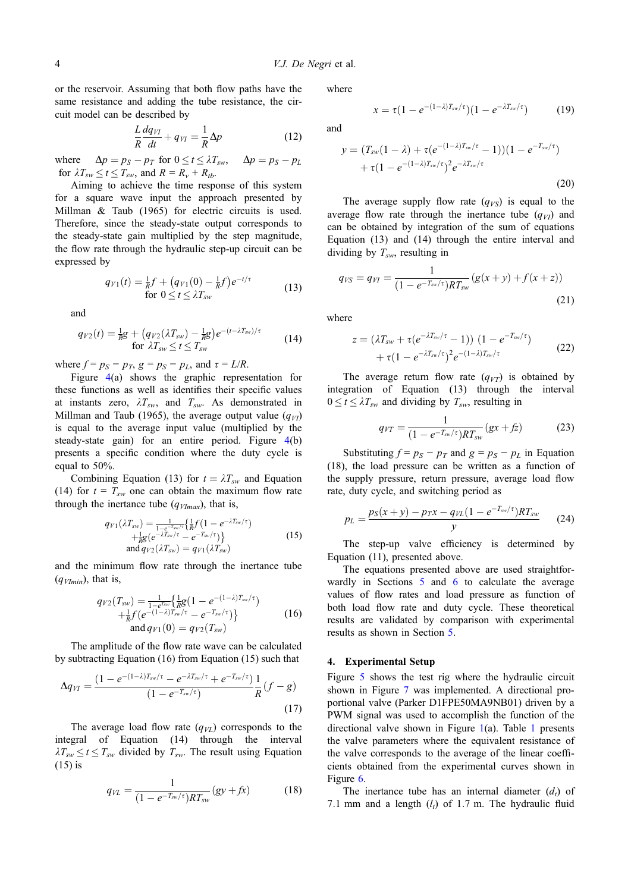or the reservoir. Assuming that both flow paths have the same resistance and adding the tube resistance, the circuit model can be described by

$$\frac{L}{R}\frac{dq_{VI}}{dt} + q_{VI} = \frac{1}{R}\Delta p \tag{12}$$

where $\Delta p = p_S - p_T$ for $0 \le t \le \lambda T_{sw}$, $\Delta p = p_S - p_L$ for $\lambda T_{sw} \le t \le T_{sw}$, and $R = R_v + R_{tb}$.

Aiming to achieve the time response of this system for a square wave input the approach presented by Millman & Taub (1965) for electric circuits is used. Therefore, since the steady-state output corresponds to the steady-state gain multiplied by the step magnitude, the flow rate through the hydraulic step-up circuit can be expressed by

$$q_{V1}(t) = \tfrac{1}{R}f + \left(q_{V1}(0) - \tfrac{1}{R}f\right)e^{-t/\tau} \quad \text{for } 0 \le t \le \lambda T_{sw} \tag{13}$$

and

$$q_{V2}(t) = \tfrac{1}{R}g + \left(q_{V2}(\lambda T_{sw}) - \tfrac{1}{R}g\right)e^{-(t-\lambda T_{sw})/\tau} \quad \text{for } \lambda T_{sw} \le t \le T_{sw} \tag{14}$$

where $f = p_S - p_T$, $g = p_S - p_L$, and $\tau = L/R$.

Figure 4(a) shows the graphic representation for these functions as well as identifies their specific values at instants zero, $\lambda T_{sw}$, and $T_{sw}$. As demonstrated in Millman and Taub (1965), the average output value ($q_{VI}$) is equal to the average input value (multiplied by the steady-state gain) for an entire period. Figure 4(b) presents a specific condition where the duty cycle is equal to 50%.

Combining Equation (13) for $t = \lambda T_{sw}$ and Equation (14) for $t = T_{sw}$ one can obtain the maximum flow rate through the inertance tube ($q_{VImax}$), that is,

$$\begin{gathered} q_{V1}(\lambda T_{sw}) = \tfrac{1}{1-e^{-T_{sw}/\tau}}\left\{\tfrac{1}{R}f\left(1 - e^{-\lambda T_{sw}/\tau}\right) + \tfrac{1}{R}g\left(e^{-\lambda T_{sw}/\tau} - e^{-T_{sw}/\tau}\right)\right\} \\ \text{and } q_{V2}(\lambda T_{sw}) = q_{V1}(\lambda T_{sw}) \end{gathered} \tag{15}$$

and the minimum flow rate through the inertance tube ($q_{VImin}$), that is,

$$\begin{gathered} q_{V2}(T_{sw}) = \tfrac{1}{1-e^{T_{sw}}}\left\{\tfrac{1}{R}g\left(1 - e^{-(1-\lambda)T_{sw}/\tau}\right) + \tfrac{1}{R}f\left(e^{-(1-\lambda)T_{sw}/\tau} - e^{-T_{sw}/\tau}\right)\right\} \\ \text{and } q_{V1}(0) = q_{V2}(T_{sw}) \end{gathered} \tag{16}$$

The amplitude of the flow rate wave can be calculated by subtracting Equation (16) from Equation (15) such that

$$\Delta q_{VI} = \frac{\left(1 - e^{-(1-\lambda)T_{sw}/\tau} - e^{-\lambda T_{sw}/\tau} + e^{-T_{sw}/\tau}\right)}{\left(1 - e^{-T_{sw}/\tau}\right)}\frac{1}{R}(f-g) \tag{17}$$

The average load flow rate ($q_{VL}$) corresponds to the integral of Equation (14) through the interval $\lambda T_{sw} \le t \le T_{sw}$ divided by $T_{sw}$. The result using Equation (15) is

$$q_{VL} = \frac{1}{(1 - e^{-T_{sw}/\tau})RT_{sw}}(gy + fx) \tag{18}$$

where

$$x = \tau(1 - e^{-(1-\lambda)T_{sw}/\tau})(1 - e^{-\lambda T_{sw}/\tau}) \tag{19}$$

and

$$\begin{aligned} y = {} & (T_{sw}(1-\lambda) + \tau(e^{-(1-\lambda)T_{sw}/\tau} - 1))(1 - e^{-T_{sw}/\tau}) \\ & + \tau(1 - e^{-(1-\lambda)T_{sw}/\tau})^2 e^{-\lambda T_{sw}/\tau} \end{aligned} \tag{20}$$

The average supply flow rate ($q_{VS}$) is equal to the average flow rate through the inertance tube ($q_{VI}$) and can be obtained by integration of the sum of equations Equation (13) and (14) through the entire interval and dividing by $T_{sw}$, resulting in

$$q_{VS} = q_{VI} = \frac{1}{(1 - e^{-T_{sw}/\tau})RT_{sw}}(g(x+y) + f(x+z)) \tag{21}$$

where

$$\begin{aligned} z = {} & (\lambda T_{sw} + \tau(e^{-\lambda T_{sw}/\tau} - 1))\ (1 - e^{-T_{sw}/\tau}) \\ & + \tau(1 - e^{-\lambda T_{sw}/\tau})^2 e^{-(1-\lambda)T_{sw}/\tau} \end{aligned} \tag{22}$$

The average return flow rate ($q_{VT}$) is obtained by integration of Equation (13) through the interval $0 \le t \le \lambda T_{sw}$ and dividing by $T_{sw}$, resulting in

$$q_{VT} = \frac{1}{(1 - e^{-T_{sw}/\tau})RT_{sw}}(gx + fz) \tag{23}$$

Substituting $f = p_S - p_T$ and $g = p_S - p_L$ in Equation (18), the load pressure can be written as a function of the supply pressure, return pressure, average load flow rate, duty cycle, and switching period as

$$p_L = \frac{p_S(x+y) - p_T x - q_{VL}(1 - e^{-T_{sw}/\tau})RT_{sw}}{y} \tag{24}$$

The step-up valve efficiency is determined by Equation (11), presented above.

The equations presented above are used straightforwardly in Sections 5 and 6 to calculate the average values of flow rates and load pressure as function of both load flow rate and duty cycle. These theoretical results are validated by comparison with experimental results as shown in Section 5.

## 4. Experimental Setup

Figure 5 shows the test rig where the hydraulic circuit shown in Figure 7 was implemented. A directional proportional valve (Parker D1FPE50MA9NB01) driven by a PWM signal was used to accomplish the function of the directional valve shown in Figure 1(a). Table 1 presents the valve parameters where the equivalent resistance of the valve corresponds to the average of the linear coefficients obtained from the experimental curves shown in Figure 6.

The inertance tube has an internal diameter ($d_t$) of 7.1 mm and a length ($l_t$) of 1.7 m. The hydraulic fluid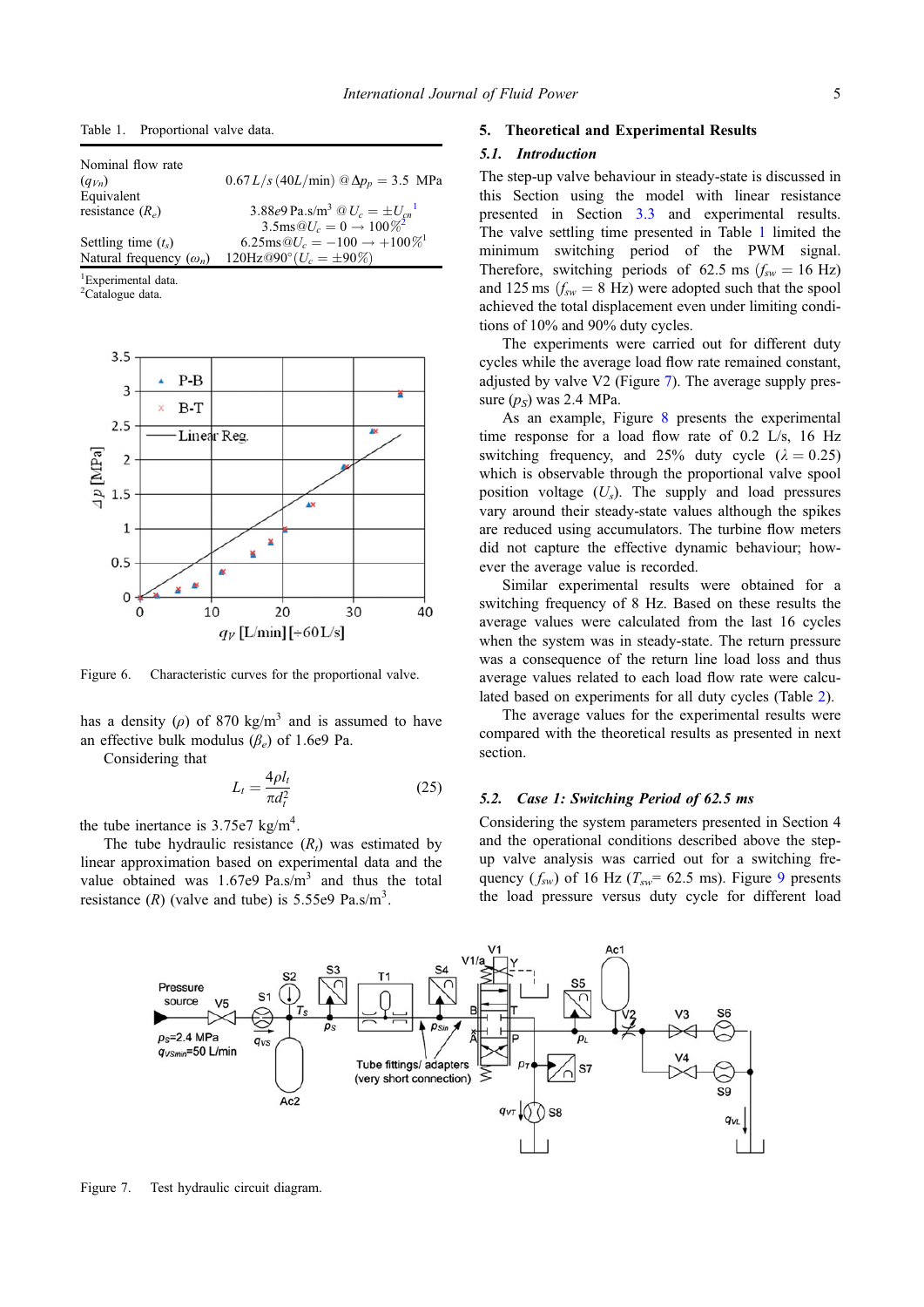Table 1. Proportional valve data.

| | |
|---|---|
| Nominal flow rate ($q_{Vn}$) | 0.67 $L/s$ (40$L$/min) @ $\Delta p_p = 3.5$ MPa |
| Equivalent resistance ($R_e$) | 3.88$e$9 Pa.s/m$^3$ @ $U_c = \pm U_{cn}$[1] |
| | 3.5ms@$U_c = 0 \rightarrow 100\%$[2] |
| Settling time ($t_s$) | 6.25ms@$U_c = -100 \rightarrow +100\%$[1] |
| Natural frequency ($\omega_n$) | 120Hz@90°($U_c = \pm 90\%$) |

[1]Experimental data.
[2]Catalogue data.

Figure 6. Characteristic curves for the proportional valve.

has a density ($\rho$) of 870 kg/m$^3$ and is assumed to have an effective bulk modulus ($\beta_e$) of 1.6e9 Pa.

Considering that

$$L_t = \frac{4\rho l_t}{\pi d_t^2} \tag{25}$$

the tube inertance is 3.75e7 kg/m$^4$.

The tube hydraulic resistance ($R_t$) was estimated by linear approximation based on experimental data and the value obtained was 1.67e9 Pa.s/m$^3$ and thus the total resistance ($R$) (valve and tube) is 5.55e9 Pa.s/m$^3$.

## 5. Theoretical and Experimental Results

### 5.1. Introduction

The step-up valve behaviour in steady-state is discussed in this Section using the model with linear resistance presented in Section 3.3 and experimental results. The valve settling time presented in Table 1 limited the minimum switching period of the PWM signal. Therefore, switching periods of 62.5 ms ($f_{sw} = 16$ Hz) and 125 ms ($f_{sw} = 8$ Hz) were adopted such that the spool achieved the total displacement even under limiting conditions of 10% and 90% duty cycles.

The experiments were carried out for different duty cycles while the average load flow rate remained constant, adjusted by valve V2 (Figure 7). The average supply pressure ($p_S$) was 2.4 MPa.

As an example, Figure 8 presents the experimental time response for a load flow rate of 0.2 L/s, 16 Hz switching frequency, and 25% duty cycle ($\lambda = 0.25$) which is observable through the proportional valve spool position voltage ($U_s$). The supply and load pressures vary around their steady-state values although the spikes are reduced using accumulators. The turbine flow meters did not capture the effective dynamic behaviour; however the average value is recorded.

Similar experimental results were obtained for a switching frequency of 8 Hz. Based on these results the average values were calculated from the last 16 cycles when the system was in steady-state. The return pressure was a consequence of the return line load loss and thus average values related to each load flow rate were calculated based on experiments for all duty cycles (Table 2).

The average values for the experimental results were compared with the theoretical results as presented in next section.

### 5.2. Case 1: Switching Period of 62.5 ms

Considering the system parameters presented in Section 4 and the operational conditions described above the step-up valve analysis was carried out for a switching frequency ($f_{sw}$) of 16 Hz ($T_{sw}$= 62.5 ms). Figure 9 presents the load pressure versus duty cycle for different load

Figure 7. Test hydraulic circuit diagram.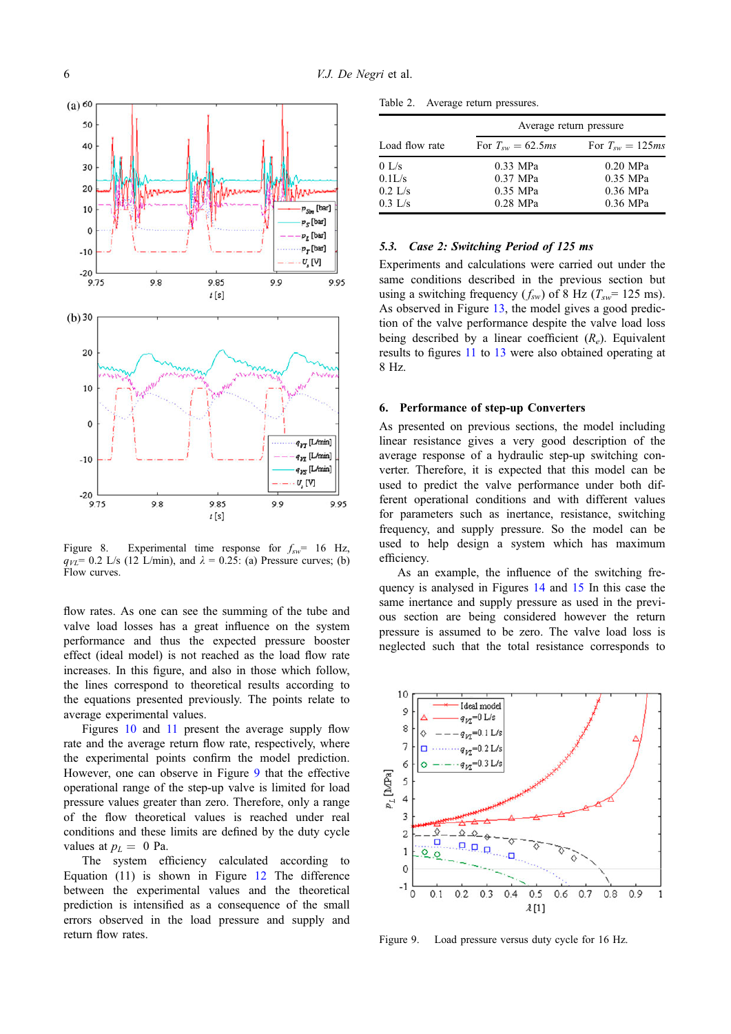Figure 8. Experimental time response for $f_{sw}$= 16 Hz, $q_{VL}$= 0.2 L/s (12 L/min), and $\lambda$ = 0.25: (a) Pressure curves; (b) Flow curves.

flow rates. As one can see the summing of the tube and valve load losses has a great influence on the system performance and thus the expected pressure booster effect (ideal model) is not reached as the load flow rate increases. In this figure, and also in those which follow, the lines correspond to theoretical results according to the equations presented previously. The points relate to average experimental values.

Figures 10 and 11 present the average supply flow rate and the average return flow rate, respectively, where the experimental points confirm the model prediction. However, one can observe in Figure 9 that the effective operational range of the step-up valve is limited for load pressure values greater than zero. Therefore, only a range of the flow theoretical values is reached under real conditions and these limits are defined by the duty cycle values at $p_L$ = 0 Pa.

The system efficiency calculated according to Equation (11) is shown in Figure 12 The difference between the experimental values and the theoretical prediction is intensified as a consequence of the small errors observed in the load pressure and supply and return flow rates.

Table 2. Average return pressures.

| Load flow rate | Average return pressure | |
|---|---|---|
| | For $T_{sw}$ = 62.5*ms* | For $T_{sw}$ = 125*ms* |
| 0 L/s | 0.33 MPa | 0.20 MPa |
| 0.1L/s | 0.37 MPa | 0.35 MPa |
| 0.2 L/s | 0.35 MPa | 0.36 MPa |
| 0.3 L/s | 0.28 MPa | 0.36 MPa |

### 5.3. Case 2: Switching Period of 125 ms

Experiments and calculations were carried out under the same conditions described in the previous section but using a switching frequency ($f_{sw}$) of 8 Hz ($T_{sw}$= 125 ms). As observed in Figure 13, the model gives a good prediction of the valve performance despite the valve load loss being described by a linear coefficient ($R_e$). Equivalent results to figures 11 to 13 were also obtained operating at 8 Hz.

## 6. Performance of step-up Converters

As presented on previous sections, the model including linear resistance gives a very good description of the average response of a hydraulic step-up switching converter. Therefore, it is expected that this model can be used to predict the valve performance under both different operational conditions and with different values for parameters such as inertance, resistance, switching frequency, and supply pressure. So the model can be used to help design a system which has maximum efficiency.

As an example, the influence of the switching frequency is analysed in Figures 14 and 15 In this case the same inertance and supply pressure as used in the previous section are being considered however the return pressure is assumed to be zero. The valve load loss is neglected such that the total resistance corresponds to

Figure 9. Load pressure versus duty cycle for 16 Hz.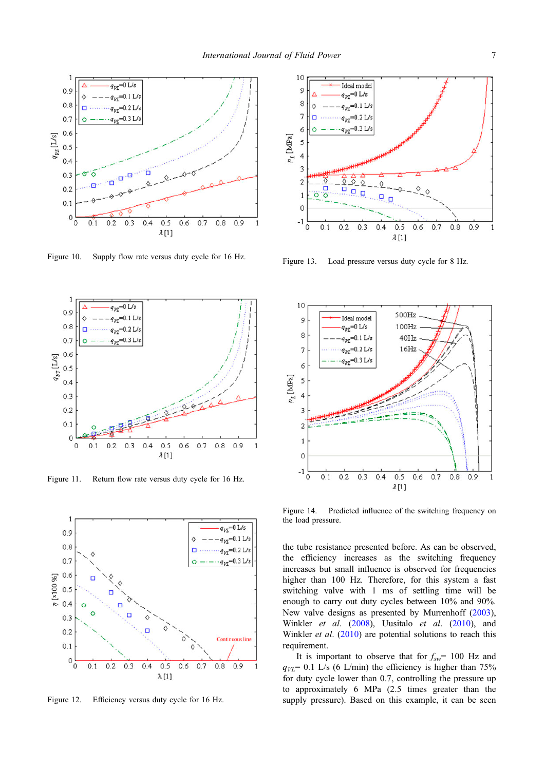Figure 10. Supply flow rate versus duty cycle for 16 Hz.

Figure 11. Return flow rate versus duty cycle for 16 Hz.

Figure 12. Efficiency versus duty cycle for 16 Hz.

Figure 13. Load pressure versus duty cycle for 8 Hz.

Figure 14. Predicted influence of the switching frequency on the load pressure.

the tube resistance presented before. As can be observed, the efficiency increases as the switching frequency increases but small influence is observed for frequencies higher than 100 Hz. Therefore, for this system a fast switching valve with 1 ms of settling time will be enough to carry out duty cycles between 10% and 90%. New valve designs as presented by Murrenhoff (2003), Winkler *et al.* (2008), Uusitalo *et al.* (2010), and Winkler *et al.* (2010) are potential solutions to reach this requirement.

It is important to observe that for $f_{sw}$= 100 Hz and $q_{VL}$= 0.1 L/s (6 L/min) the efficiency is higher than 75% for duty cycle lower than 0.7, controlling the pressure up to approximately 6 MPa (2.5 times greater than the supply pressure). Based on this example, it can be seen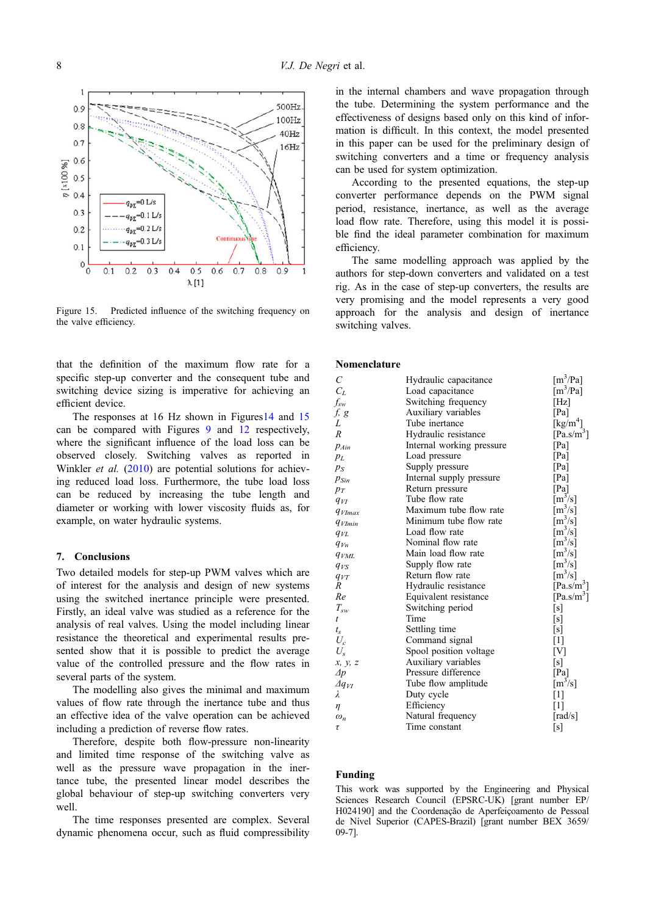Figure 15. Predicted influence of the switching frequency on the valve efficiency.

that the definition of the maximum flow rate for a specific step-up converter and the consequent tube and switching device sizing is imperative for achieving an efficient device.

The responses at 16 Hz shown in Figures 14 and 15 can be compared with Figures 9 and 12 respectively, where the significant influence of the load loss can be observed closely. Switching valves as reported in Winkler *et al.* (2010) are potential solutions for achieving reduced load loss. Furthermore, the tube load loss can be reduced by increasing the tube length and diameter or working with lower viscosity fluids as, for example, on water hydraulic systems.

## 7. Conclusions

Two detailed models for step-up PWM valves which are of interest for the analysis and design of new systems using the switched inertance principle were presented. Firstly, an ideal valve was studied as a reference for the analysis of real valves. Using the model including linear resistance the theoretical and experimental results presented show that it is possible to predict the average value of the controlled pressure and the flow rates in several parts of the system.

The modelling also gives the minimal and maximum values of flow rate through the inertance tube and thus an effective idea of the valve operation can be achieved including a prediction of reverse flow rates.

Therefore, despite both flow-pressure non-linearity and limited time response of the switching valve as well as the pressure wave propagation in the inertance tube, the presented linear model describes the global behaviour of step-up switching converters very well.

The time responses presented are complex. Several dynamic phenomena occur, such as fluid compressibility in the internal chambers and wave propagation through the tube. Determining the system performance and the effectiveness of designs based only on this kind of information is difficult. In this context, the model presented in this paper can be used for the preliminary design of switching converters and a time or frequency analysis can be used for system optimization.

According to the presented equations, the step-up converter performance depends on the PWM signal period, resistance, inertance, as well as the average load flow rate. Therefore, using this model it is possible find the ideal parameter combination for maximum efficiency.

The same modelling approach was applied by the authors for step-down converters and validated on a test rig. As in the case of step-up converters, the results are very promising and the model represents a very good approach for the analysis and design of inertance switching valves.

## Nomenclature

| | | |
|---|---|---|
| $C$ | Hydraulic capacitance | [m$^3$/Pa] |
| $C_L$ | Load capacitance | [m$^3$/Pa] |
| $f_{sw}$ | Switching frequency | [Hz] |
| $f, g$ | Auxiliary variables | [Pa] |
| $L$ | Tube inertance | [kg/m$^4$] |
| $R$ | Hydraulic resistance | [Pa.s/m$^3$] |
| $p_{Ain}$ | Internal working pressure | [Pa] |
| $p_L$ | Load pressure | [Pa] |
| $p_S$ | Supply pressure | [Pa] |
| $p_{Sin}$ | Internal supply pressure | [Pa] |
| $p_T$ | Return pressure | [Pa] |
| $q_{VI}$ | Tube flow rate | [m$^3$/s] |
| $q_{VImax}$ | Maximum tube flow rate | [m$^3$/s] |
| $q_{VImin}$ | Minimum tube flow rate | [m$^3$/s] |
| $q_{VL}$ | Load flow rate | [m$^3$/s] |
| $q_{Vn}$ | Nominal flow rate | [m$^3$/s] |
| $q_{VML}$ | Main load flow rate | [m$^3$/s] |
| $q_{VS}$ | Supply flow rate | [m$^3$/s] |
| $q_{VT}$ | Return flow rate | [m$^3$/s] |
| $R$ | Hydraulic resistance | [Pa.s/m$^3$] |
| $Re$ | Equivalent resistance | [Pa.s/m$^3$] |
| $T_{sw}$ | Switching period | [s] |
| $t$ | Time | [s] |
| $t_s$ | Settling time | [s] |
| $U_c$ | Command signal | [1] |
| $U_s$ | Spool position voltage | [V] |
| $x, y, z$ | Auxiliary variables | [s] |
| $\Delta p$ | Pressure difference | [Pa] |
| $\Delta q_{VI}$ | Tube flow amplitude | [m$^3$/s] |
| $\lambda$ | Duty cycle | [1] |
| $\eta$ | Efficiency | [1] |
| $\omega_n$ | Natural frequency | [rad/s] |
| $\tau$ | Time constant | [s] |

## Funding

This work was supported by the Engineering and Physical Sciences Research Council (EPSRC-UK) [grant number EP/H024190] and the Coordenação de Aperfeiçoamento de Pessoal de Nível Superior (CAPES-Brazil) [grant number BEX 3659/09-7].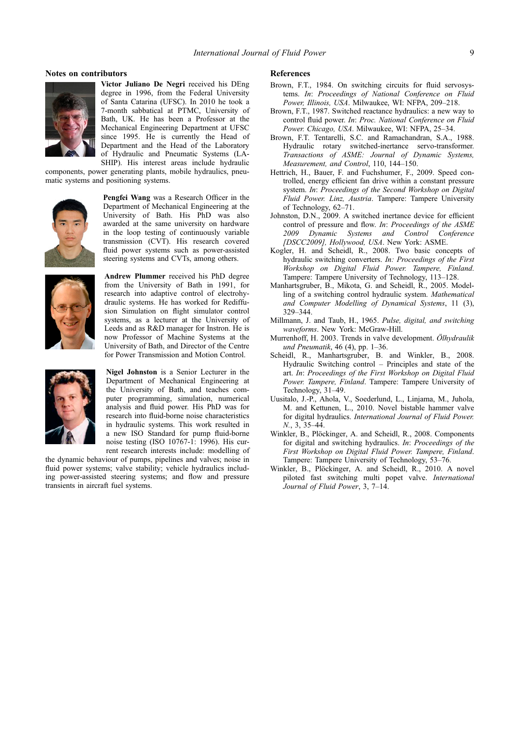## Notes on contributors

**Victor Juliano De Negri** received his DEng degree in 1996, from the Federal University of Santa Catarina (UFSC). In 2010 he took a 7-month sabbatical at PTMC, University of Bath, UK. He has been a Professor at the Mechanical Engineering Department at UFSC since 1995. He is currently the Head of Department and the Head of the Laboratory of Hydraulic and Pneumatic Systems (LASHIP). His interest areas include hydraulic components, power generating plants, mobile hydraulics, pneumatic systems and positioning systems.

**Pengfei Wang** was a Research Officer in the Department of Mechanical Engineering at the University of Bath. His PhD was also awarded at the same university on hardware in the loop testing of continuously variable transmission (CVT). His research covered fluid power systems such as power-assisted steering systems and CVTs, among others.

**Andrew Plummer** received his PhD degree from the University of Bath in 1991, for research into adaptive control of electrohydraulic systems. He has worked for Rediffusion Simulation on flight simulator control systems, as a lecturer at the University of Leeds and as R&D manager for Instron. He is now Professor of Machine Systems at the University of Bath, and Director of the Centre for Power Transmission and Motion Control.

**Nigel Johnston** is a Senior Lecturer in the Department of Mechanical Engineering at the University of Bath, and teaches computer programming, simulation, numerical analysis and fluid power. His PhD was for research into fluid-borne noise characteristics in hydraulic systems. This work resulted in a new ISO Standard for pump fluid-borne noise testing (ISO 10767-1: 1996). His current research interests include: modelling of the dynamic behaviour of pumps, pipelines and valves; noise in fluid power systems; valve stability; vehicle hydraulics including power-assisted steering systems; and flow and pressure transients in aircraft fuel systems.

## References

Brown, F.T., 1984. On switching circuits for fluid servosystems. *In*: *Proceedings of National Conference on Fluid Power, Illinois, USA*. Milwaukee, WI: NFPA, 209–218.

Brown, F.T., 1987. Switched reactance hydraulics: a new way to control fluid power. *In*: *Proc. National Conference on Fluid Power. Chicago, USA*. Milwaukee, WI: NFPA, 25–34.

Brown, F.T. Tentarelli, S.C. and Ramachandran, S.A., 1988. Hydraulic rotary switched-inertance servo-transformer. *Transactions of ASME: Journal of Dynamic Systems, Measurement, and Control*, 110, 144–150.

Hettrich, H., Bauer, F. and Fuchshumer, F., 2009. Speed controlled, energy efficient fan drive within a constant pressure system. *In*: *Proceedings of the Second Workshop on Digital Fluid Power. Linz, Austria*. Tampere: Tampere University of Technology, 62–71.

Johnston, D.N., 2009. A switched inertance device for efficient control of pressure and flow. *In*: *Proceedings of the ASME 2009 Dynamic Systems and Control Conference [DSCC2009], Hollywood, USA*. New York: ASME.

Kogler, H. and Scheidl, R., 2008. Two basic concepts of hydraulic switching converters. *In: Proceedings of the First Workshop on Digital Fluid Power. Tampere, Finland*. Tampere: Tampere University of Technology, 113–128.

Manhartsgruber, B., Mikota, G. and Scheidl, R., 2005. Modelling of a switching control hydraulic system. *Mathematical and Computer Modelling of Dynamical Systems*, 11 (3), 329–344.

Millmann, J. and Taub, H., 1965. *Pulse, digital, and switching waveforms*. New York: McGraw-Hill.

Murrenhoff, H. 2003. Trends in valve development. *Ölhydraulik und Pneumatik*, 46 (4), pp. 1–36.

Scheidl, R., Manhartsgruber, B. and Winkler, B., 2008. Hydraulic Switching control – Principles and state of the art. *In*: *Proceedings of the First Workshop on Digital Fluid Power. Tampere, Finland*. Tampere: Tampere University of Technology, 31–49.

Uusitalo, J.-P., Ahola, V., Soederlund, L., Linjama, M., Juhola, M. and Kettunen, L., 2010. Novel bistable hammer valve for digital hydraulics. *International Journal of Fluid Power. N.*, 3, 35–44.

Winkler, B., Plöckinger, A. and Scheidl, R., 2008. Components for digital and switching hydraulics. *In*: *Proceedings of the First Workshop on Digital Fluid Power. Tampere, Finland*. Tampere: Tampere University of Technology, 53–76.

Winkler, B., Plöckinger, A. and Scheidl, R., 2010. A novel piloted fast switching multi popet valve. *International Journal of Fluid Power*, 3, 7–14.